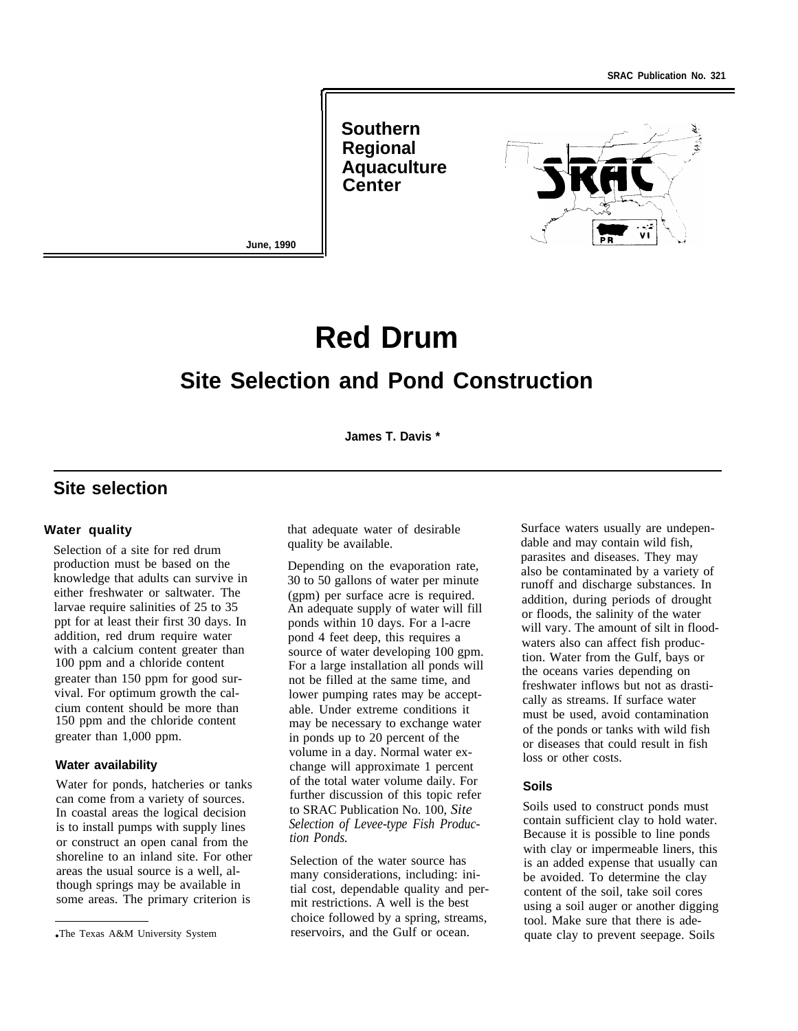SRAC Publication No. 321

Southern Regional Aquaculture Center

June, 1990

# Red Drum

## Site Selection and Pond Construction

**James T. Davis ***

## Site selection

### Water quality

Selection of a site for red drum production must be based on the knowledge that adults can survive in either freshwater or saltwater. The larvae require salinities of 25 to 35 ppt for at least their first 30 days. In addition, red drum require water with a calcium content greater than 100 ppm and a chloride content greater than 150 ppm for good survival. For optimum growth the calcium content should be more than 150 ppm and the chloride content greater than 1,000 ppm.

### Water availability

Water for ponds, hatcheries or tanks can come from a variety of sources. In coastal areas the logical decision is to install pumps with supply lines or construct an open canal from the shoreline to an inland site. For other areas the usual source is a well, although springs may be available in some areas. The primary criterion is that adequate water of desirable quality be available.

Depending on the evaporation rate, 30 to 50 gallons of water per minute (gpm) per surface acre is required. An adequate supply of water will fill ponds within 10 days. For a l-acre pond 4 feet deep, this requires a source of water developing 100 gpm. For a large installation all ponds will not be filled at the same time, and lower pumping rates may be acceptable. Under extreme conditions it may be necessary to exchange water in ponds up to 20 percent of the volume in a day. Normal water exchange will approximate 1 percent of the total water volume daily. For further discussion of this topic refer to SRAC Publication No. 100, *Site Selection of Levee-type Fish Production Ponds.*

Selection of the water source has many considerations, including: initial cost, dependable quality and permit restrictions. A well is the best choice followed by a spring, streams, reservoirs, and the Gulf or ocean. Surface waters usually are undependable and may contain wild fish, parasites and diseases. They may also be contaminated by a variety of runoff and discharge substances. In addition, during periods of drought or floods, the salinity of the water will vary. The amount of silt in floodwaters also can affect fish production. Water from the Gulf, bays or the oceans varies depending on freshwater inflows but not as drastically as streams. If surface water must be used, avoid contamination of the ponds or tanks with wild fish or diseases that could result in fish loss or other costs.

### Soils

Soils used to construct ponds must contain sufficient clay to hold water. Because it is possible to line ponds with clay or impermeable liners, this is an added expense that usually can be avoided. To determine the clay content of the soil, take soil cores using a soil auger or another digging tool. Make sure that there is adequate clay to prevent seepage. Soils

*The Texas A&M University System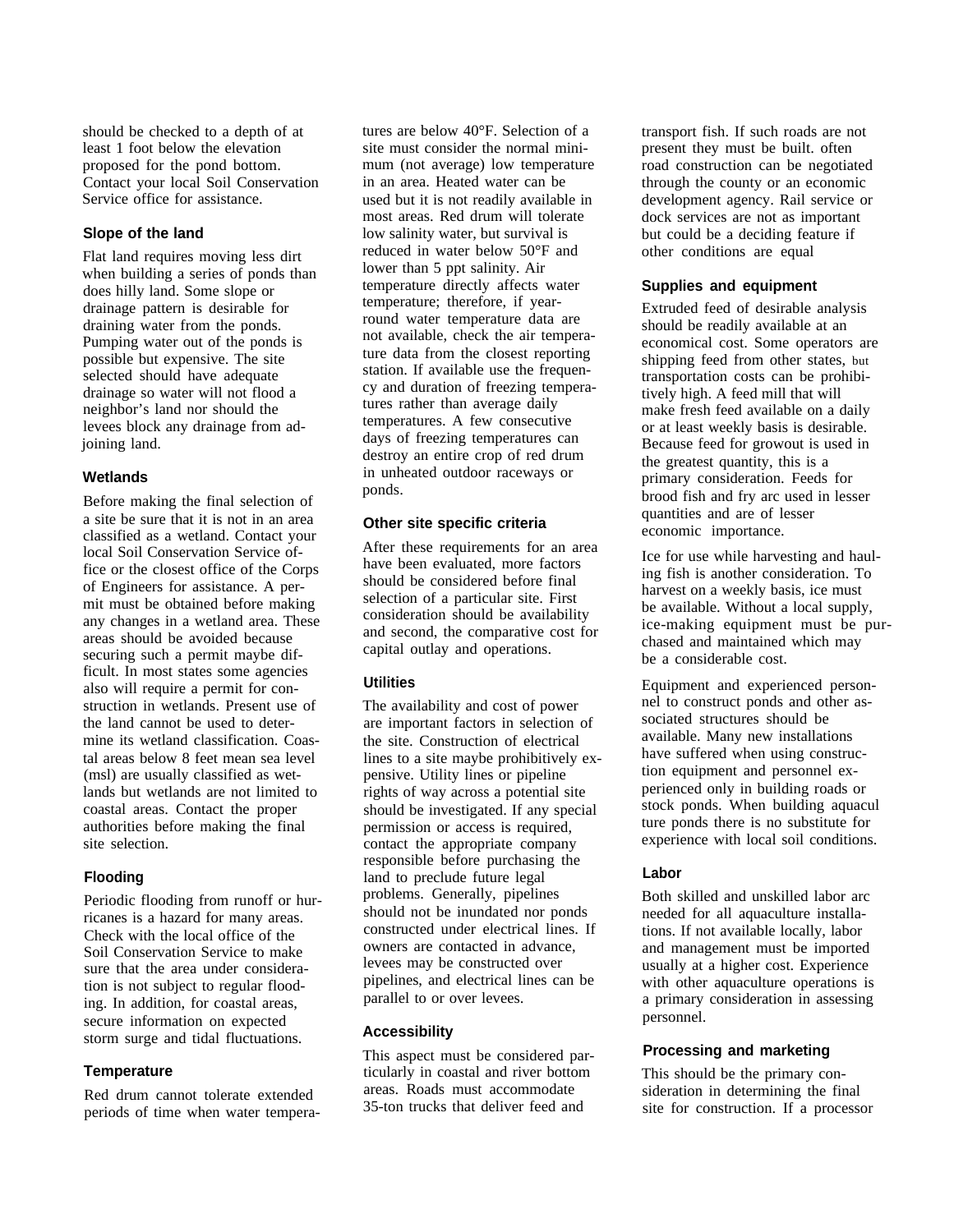should be checked to a depth of at least 1 foot below the elevation proposed for the pond bottom. Contact your local Soil Conservation Service office for assistance.

### Slope of the land

Flat land requires moving less dirt when building a series of ponds than does hilly land. Some slope or drainage pattern is desirable for draining water from the ponds. Pumping water out of the ponds is possible but expensive. The site selected should have adequate drainage so water will not flood a neighbor's land nor should the levees block any drainage from adjoining land.

### Wetlands

Before making the final selection of a site be sure that it is not in an area classified as a wetland. Contact your local Soil Conservation Service office or the closest office of the Corps of Engineers for assistance. A permit must be obtained before making any changes in a wetland area. These areas should be avoided because securing such a permit maybe difficult. In most states some agencies also will require a permit for construction in wetlands. Present use of the land cannot be used to determine its wetland classification. Coastal areas below 8 feet mean sea level (msl) are usually classified as wetlands but wetlands are not limited to coastal areas. Contact the proper authorities before making the final site selection.

### Flooding

Periodic flooding from runoff or hurricanes is a hazard for many areas. Check with the local office of the Soil Conservation Service to make sure that the area under consideration is not subject to regular flooding. In addition, for coastal areas, secure information on expected storm surge and tidal fluctuations.

### Temperature

Red drum cannot tolerate extended periods of time when water temperatures are below 40°F. Selection of a site must consider the normal minimum (not average) low temperature in an area. Heated water can be used but it is not readily available in most areas. Red drum will tolerate low salinity water, but survival is reduced in water below 50°F and lower than 5 ppt salinity. Air temperature directly affects water temperature; therefore, if year-round water temperature data are not available, check the air temperature data from the closest reporting station. If available use the frequency and duration of freezing temperatures rather than average daily temperatures. A few consecutive days of freezing temperatures can destroy an entire crop of red drum in unheated outdoor raceways or ponds.

### Other site specific criteria

After these requirements for an area have been evaluated, more factors should be considered before final selection of a particular site. First consideration should be availability and second, the comparative cost for capital outlay and operations.

### Utilities

The availability and cost of power are important factors in selection of the site. Construction of electrical lines to a site maybe prohibitively expensive. Utility lines or pipeline rights of way across a potential site should be investigated. If any special permission or access is required, contact the appropriate company responsible before purchasing the land to preclude future legal problems. Generally, pipelines should not be inundated nor ponds constructed under electrical lines. If owners are contacted in advance, levees may be constructed over pipelines, and electrical lines can be parallel to or over levees.

### Accessibility

This aspect must be considered particularly in coastal and river bottom areas. Roads must accommodate 35-ton trucks that deliver feed and transport fish. If such roads are not present they must be built. often road construction can be negotiated through the county or an economic development agency. Rail service or dock services are not as important but could be a deciding feature if other conditions are equal

### Supplies and equipment

Extruded feed of desirable analysis should be readily available at an economical cost. Some operators are shipping feed from other states, but transportation costs can be prohibitively high. A feed mill that will make fresh feed available on a daily or at least weekly basis is desirable. Because feed for growout is used in the greatest quantity, this is a primary consideration. Feeds for brood fish and fry arc used in lesser quantities and are of lesser economic importance.

Ice for use while harvesting and hauling fish is another consideration. To harvest on a weekly basis, ice must be available. Without a local supply, ice-making equipment must be purchased and maintained which may be a considerable cost.

Equipment and experienced personnel to construct ponds and other associated structures should be available. Many new installations have suffered when using construction equipment and personnel experienced only in building roads or stock ponds. When building aquacul ture ponds there is no substitute for experience with local soil conditions.

### Labor

Both skilled and unskilled labor arc needed for all aquaculture installations. If not available locally, labor and management must be imported usually at a higher cost. Experience with other aquaculture operations is a primary consideration in assessing personnel.

### Processing and marketing

This should be the primary consideration in determining the final site for construction. If a processor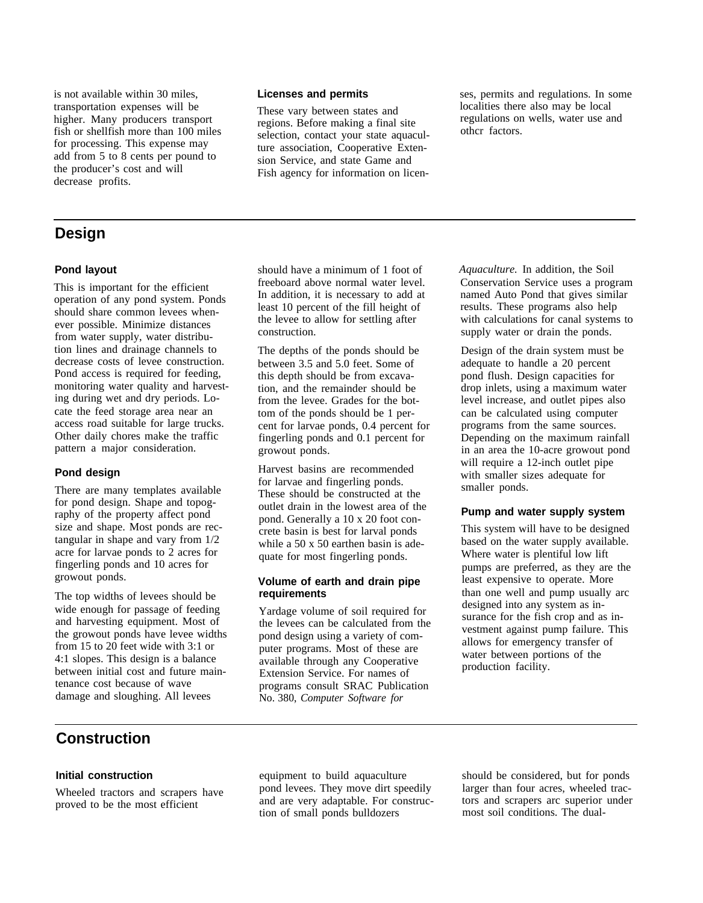is not available within 30 miles, transportation expenses will be higher. Many producers transport fish or shellfish more than 100 miles for processing. This expense may add from 5 to 8 cents per pound to the producer's cost and will decrease profits.

### Licenses and permits

These vary between states and regions. Before making a final site selection, contact your state aquaculture association, Cooperative Extension Service, and state Game and Fish agency for information on licenses, permits and regulations. In some localities there also may be local regulations on wells, water use and othcr factors.

## Design

### Pond layout

This is important for the efficient operation of any pond system. Ponds should share common levees whenever possible. Minimize distances from water supply, water distribution lines and drainage channels to decrease costs of levee construction. Pond access is required for feeding, monitoring water quality and harvesting during wet and dry periods. Locate the feed storage area near an access road suitable for large trucks. Other daily chores make the traffic pattern a major consideration.

### Pond design

There are many templates available for pond design. Shape and topography of the property affect pond size and shape. Most ponds are rectangular in shape and vary from 1/2 acre for larvae ponds to 2 acres for fingerling ponds and 10 acres for growout ponds.

The top widths of levees should be wide enough for passage of feeding and harvesting equipment. Most of the growout ponds have levee widths from 15 to 20 feet wide with 3:1 or 4:1 slopes. This design is a balance between initial cost and future maintenance cost because of wave damage and sloughing. All levees should have a minimum of 1 foot of freeboard above normal water level. In addition, it is necessary to add at least 10 percent of the fill height of the levee to allow for settling after construction.

The depths of the ponds should be between 3.5 and 5.0 feet. Some of this depth should be from excavation, and the remainder should be from the levee. Grades for the bottom of the ponds should be 1 percent for larvae ponds, 0.4 percent for fingerling ponds and 0.1 percent for growout ponds.

Harvest basins are recommended for larvae and fingerling ponds. These should be constructed at the outlet drain in the lowest area of the pond. Generally a 10 x 20 foot concrete basin is best for larval ponds while a 50 x 50 earthen basin is adequate for most fingerling ponds.

### Volume of earth and drain pipe requirements

Yardage volume of soil required for the levees can be calculated from the pond design using a variety of computer programs. Most of these are available through any Cooperative Extension Service. For names of programs consult SRAC Publication No. 380, *Computer Software for Aquaculture.* In addition, the Soil Conservation Service uses a program named Auto Pond that gives similar results. These programs also help with calculations for canal systems to supply water or drain the ponds.

Design of the drain system must be adequate to handle a 20 percent pond flush. Design capacities for drop inlets, using a maximum water level increase, and outlet pipes also can be calculated using computer programs from the same sources. Depending on the maximum rainfall in an area the 10-acre growout pond will require a 12-inch outlet pipe with smaller sizes adequate for smaller ponds.

### Pump and water supply system

This system will have to be designed based on the water supply available. Where water is plentiful low lift pumps are preferred, as they are the least expensive to operate. More than one well and pump usually arc designed into any system as insurance for the fish crop and as investment against pump failure. This allows for emergency transfer of water between portions of the production facility.

## Construction

### Initial construction

Wheeled tractors and scrapers have proved to be the most efficient equipment to build aquaculture pond levees. They move dirt speedily and are very adaptable. For construction of small ponds bulldozers should be considered, but for ponds larger than four acres, wheeled tractors and scrapers arc superior under most soil conditions. The dual-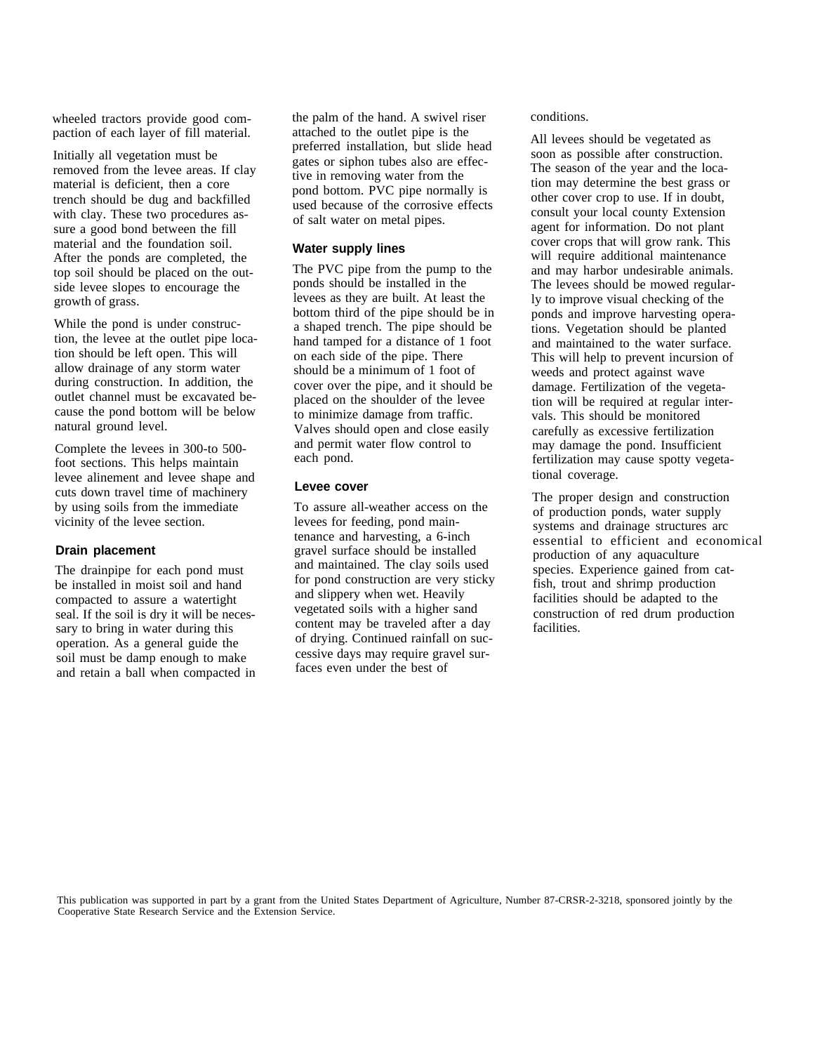wheeled tractors provide good compaction of each layer of fill material.

Initially all vegetation must be removed from the levee areas. If clay material is deficient, then a core trench should be dug and backfilled with clay. These two procedures assure a good bond between the fill material and the foundation soil. After the ponds are completed, the top soil should be placed on the outside levee slopes to encourage the growth of grass.

While the pond is under construction, the levee at the outlet pipe location should be left open. This will allow drainage of any storm water during construction. In addition, the outlet channel must be excavated because the pond bottom will be below natural ground level.

Complete the levees in 300-to 500-foot sections. This helps maintain levee alinement and levee shape and cuts down travel time of machinery by using soils from the immediate vicinity of the levee section.

### Drain placement

The drainpipe for each pond must be installed in moist soil and hand compacted to assure a watertight seal. If the soil is dry it will be necessary to bring in water during this operation. As a general guide the soil must be damp enough to make and retain a ball when compacted in the palm of the hand. A swivel riser attached to the outlet pipe is the preferred installation, but slide head gates or siphon tubes also are effective in removing water from the pond bottom. PVC pipe normally is used because of the corrosive effects of salt water on metal pipes.

### Water supply lines

The PVC pipe from the pump to the ponds should be installed in the levees as they are built. At least the bottom third of the pipe should be in a shaped trench. The pipe should be hand tamped for a distance of 1 foot on each side of the pipe. There should be a minimum of 1 foot of cover over the pipe, and it should be placed on the shoulder of the levee to minimize damage from traffic. Valves should open and close easily and permit water flow control to each pond.

### Levee cover

To assure all-weather access on the levees for feeding, pond maintenance and harvesting, a 6-inch gravel surface should be installed and maintained. The clay soils used for pond construction are very sticky and slippery when wet. Heavily vegetated soils with a higher sand content may be traveled after a day of drying. Continued rainfall on successive days may require gravel surfaces even under the best of conditions.

All levees should be vegetated as soon as possible after construction. The season of the year and the location may determine the best grass or other cover crop to use. If in doubt, consult your local county Extension agent for information. Do not plant cover crops that will grow rank. This will require additional maintenance and may harbor undesirable animals. The levees should be mowed regularly to improve visual checking of the ponds and improve harvesting operations. Vegetation should be planted and maintained to the water surface. This will help to prevent incursion of weeds and protect against wave damage. Fertilization of the vegetation will be required at regular intervals. This should be monitored carefully as excessive fertilization may damage the pond. Insufficient fertilization may cause spotty vegetational coverage.

The proper design and construction of production ponds, water supply systems and drainage structures arc essential to efficient and economical production of any aquaculture species. Experience gained from catfish, trout and shrimp production facilities should be adapted to the construction of red drum production facilities.

This publication was supported in part by a grant from the United States Department of Agriculture, Number 87-CRSR-2-3218, sponsored jointly by the Cooperative State Research Service and the Extension Service.